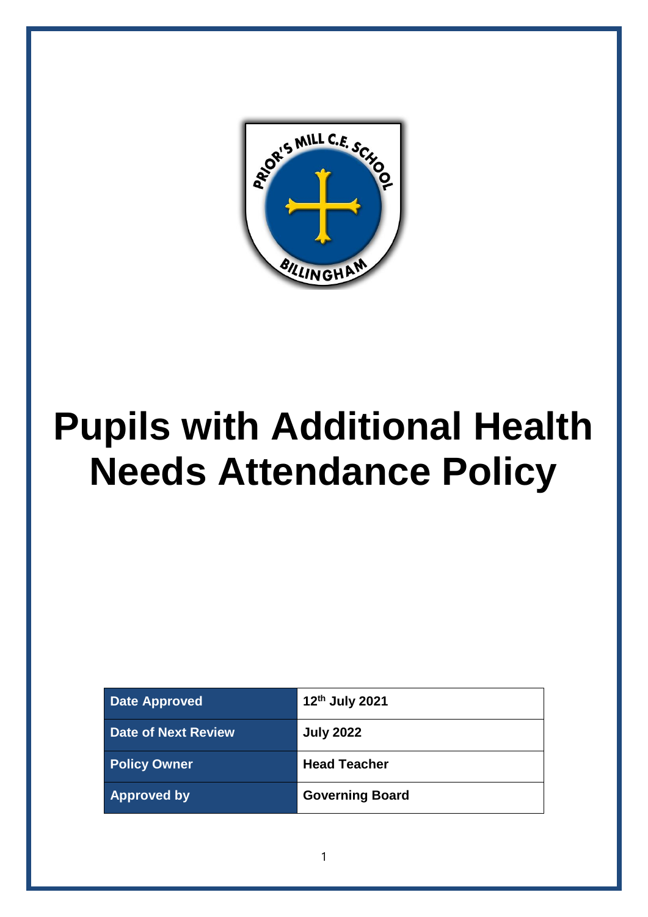# Pupils with Additional Health Needs Attendance Policy

| Date Approved | 12th July 2021 |
|---|---|
| Date of Next Review | July 2022 |
| Policy Owner | Head Teacher |
| Approved by | Governing Board |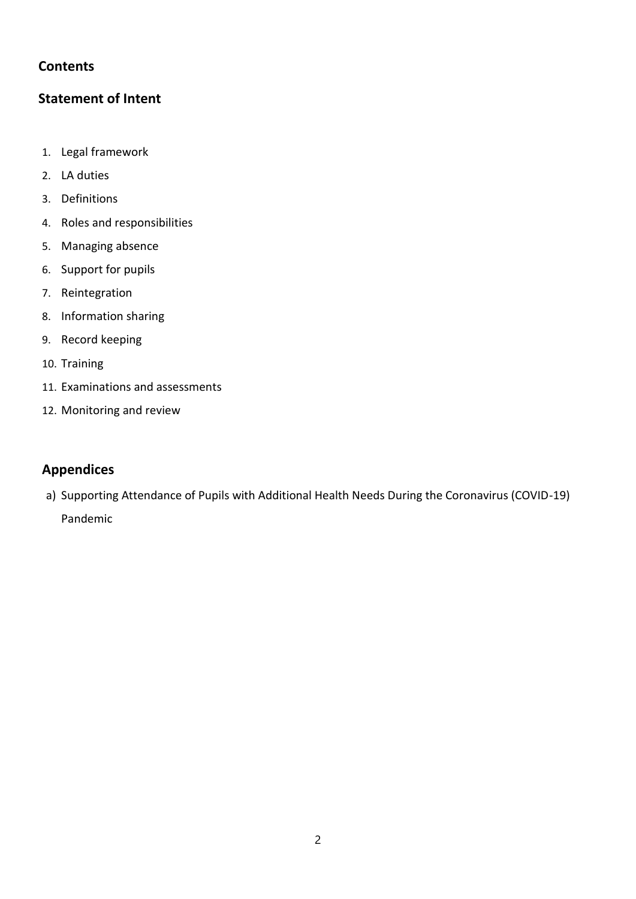## Contents

## Statement of Intent

1. Legal framework
2. LA duties
3. Definitions
4. Roles and responsibilities
5. Managing absence
6. Support for pupils
7. Reintegration
8. Information sharing
9. Record keeping
10. Training
11. Examinations and assessments
12. Monitoring and review

## Appendices

a) Supporting Attendance of Pupils with Additional Health Needs During the Coronavirus (COVID-19) Pandemic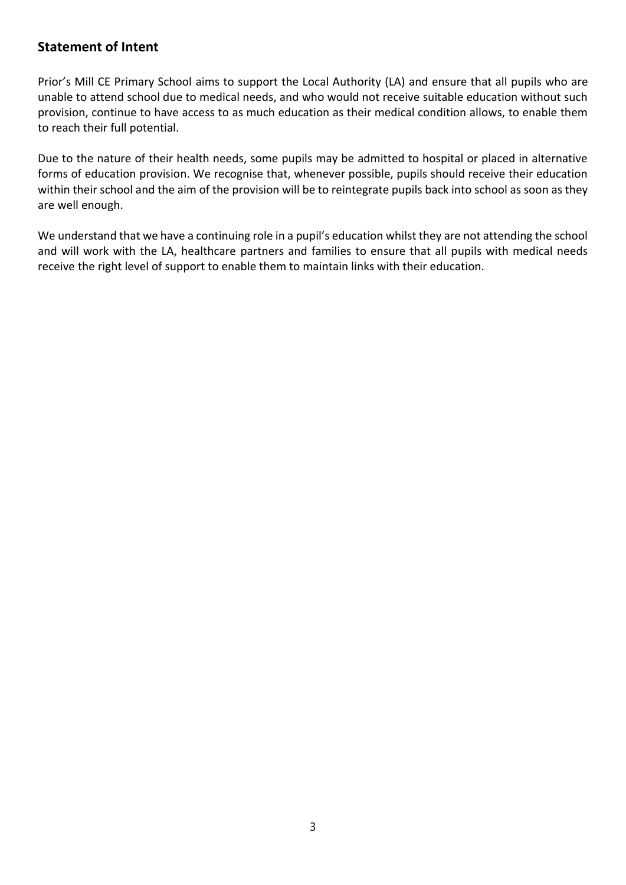## Statement of Intent

Prior's Mill CE Primary School aims to support the Local Authority (LA) and ensure that all pupils who are unable to attend school due to medical needs, and who would not receive suitable education without such provision, continue to have access to as much education as their medical condition allows, to enable them to reach their full potential.

Due to the nature of their health needs, some pupils may be admitted to hospital or placed in alternative forms of education provision. We recognise that, whenever possible, pupils should receive their education within their school and the aim of the provision will be to reintegrate pupils back into school as soon as they are well enough.

We understand that we have a continuing role in a pupil's education whilst they are not attending the school and will work with the LA, healthcare partners and families to ensure that all pupils with medical needs receive the right level of support to enable them to maintain links with their education.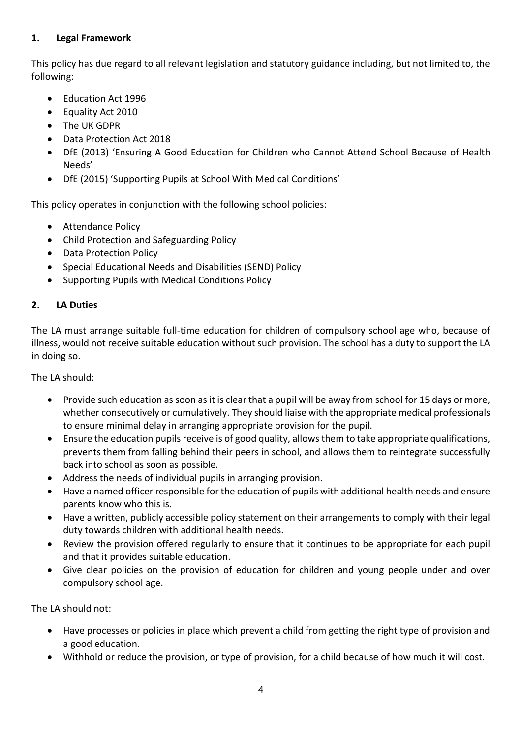## 1. Legal Framework

This policy has due regard to all relevant legislation and statutory guidance including, but not limited to, the following:

- Education Act 1996
- Equality Act 2010
- The UK GDPR
- Data Protection Act 2018
- DfE (2013) 'Ensuring A Good Education for Children who Cannot Attend School Because of Health Needs'
- DfE (2015) 'Supporting Pupils at School With Medical Conditions'

This policy operates in conjunction with the following school policies:

- Attendance Policy
- Child Protection and Safeguarding Policy
- Data Protection Policy
- Special Educational Needs and Disabilities (SEND) Policy
- Supporting Pupils with Medical Conditions Policy

## 2. LA Duties

The LA must arrange suitable full-time education for children of compulsory school age who, because of illness, would not receive suitable education without such provision. The school has a duty to support the LA in doing so.

The LA should:

- Provide such education as soon as it is clear that a pupil will be away from school for 15 days or more, whether consecutively or cumulatively. They should liaise with the appropriate medical professionals to ensure minimal delay in arranging appropriate provision for the pupil.
- Ensure the education pupils receive is of good quality, allows them to take appropriate qualifications, prevents them from falling behind their peers in school, and allows them to reintegrate successfully back into school as soon as possible.
- Address the needs of individual pupils in arranging provision.
- Have a named officer responsible for the education of pupils with additional health needs and ensure parents know who this is.
- Have a written, publicly accessible policy statement on their arrangements to comply with their legal duty towards children with additional health needs.
- Review the provision offered regularly to ensure that it continues to be appropriate for each pupil and that it provides suitable education.
- Give clear policies on the provision of education for children and young people under and over compulsory school age.

The LA should not:

- Have processes or policies in place which prevent a child from getting the right type of provision and a good education.
- Withhold or reduce the provision, or type of provision, for a child because of how much it will cost.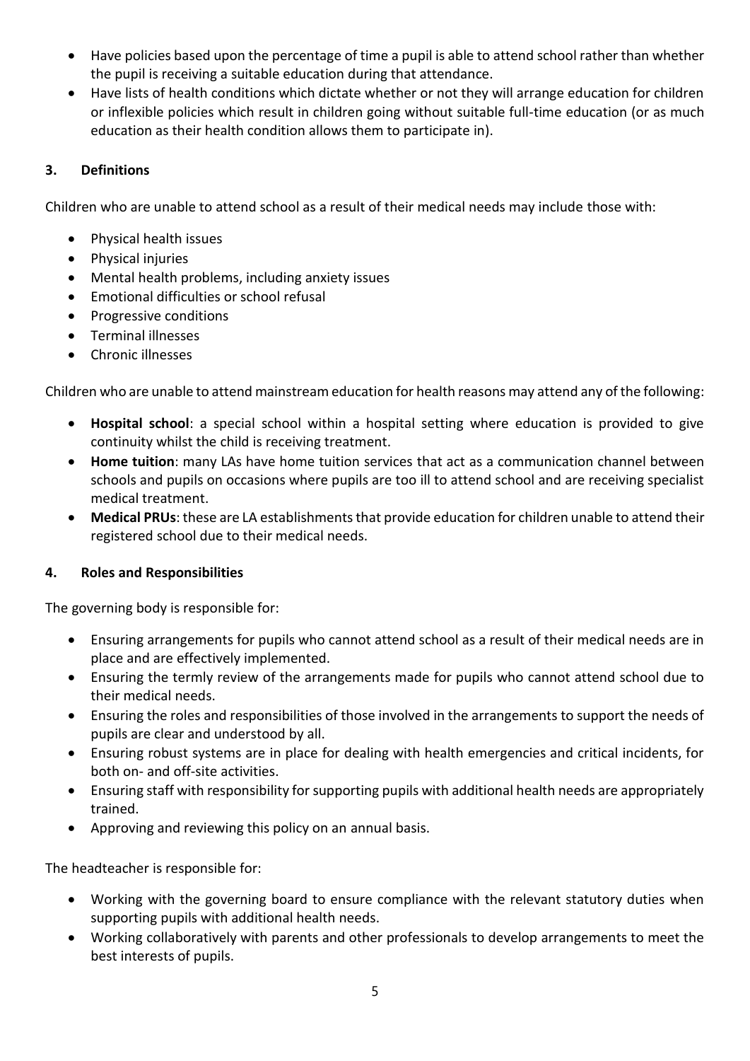- Have policies based upon the percentage of time a pupil is able to attend school rather than whether the pupil is receiving a suitable education during that attendance.
- Have lists of health conditions which dictate whether or not they will arrange education for children or inflexible policies which result in children going without suitable full-time education (or as much education as their health condition allows them to participate in).

## 3. Definitions

Children who are unable to attend school as a result of their medical needs may include those with:

- Physical health issues
- Physical injuries
- Mental health problems, including anxiety issues
- Emotional difficulties or school refusal
- Progressive conditions
- Terminal illnesses
- Chronic illnesses

Children who are unable to attend mainstream education for health reasons may attend any of the following:

- **Hospital school**: a special school within a hospital setting where education is provided to give continuity whilst the child is receiving treatment.
- **Home tuition**: many LAs have home tuition services that act as a communication channel between schools and pupils on occasions where pupils are too ill to attend school and are receiving specialist medical treatment.
- **Medical PRUs**: these are LA establishments that provide education for children unable to attend their registered school due to their medical needs.

## 4. Roles and Responsibilities

The governing body is responsible for:

- Ensuring arrangements for pupils who cannot attend school as a result of their medical needs are in place and are effectively implemented.
- Ensuring the termly review of the arrangements made for pupils who cannot attend school due to their medical needs.
- Ensuring the roles and responsibilities of those involved in the arrangements to support the needs of pupils are clear and understood by all.
- Ensuring robust systems are in place for dealing with health emergencies and critical incidents, for both on- and off-site activities.
- Ensuring staff with responsibility for supporting pupils with additional health needs are appropriately trained.
- Approving and reviewing this policy on an annual basis.

The headteacher is responsible for:

- Working with the governing board to ensure compliance with the relevant statutory duties when supporting pupils with additional health needs.
- Working collaboratively with parents and other professionals to develop arrangements to meet the best interests of pupils.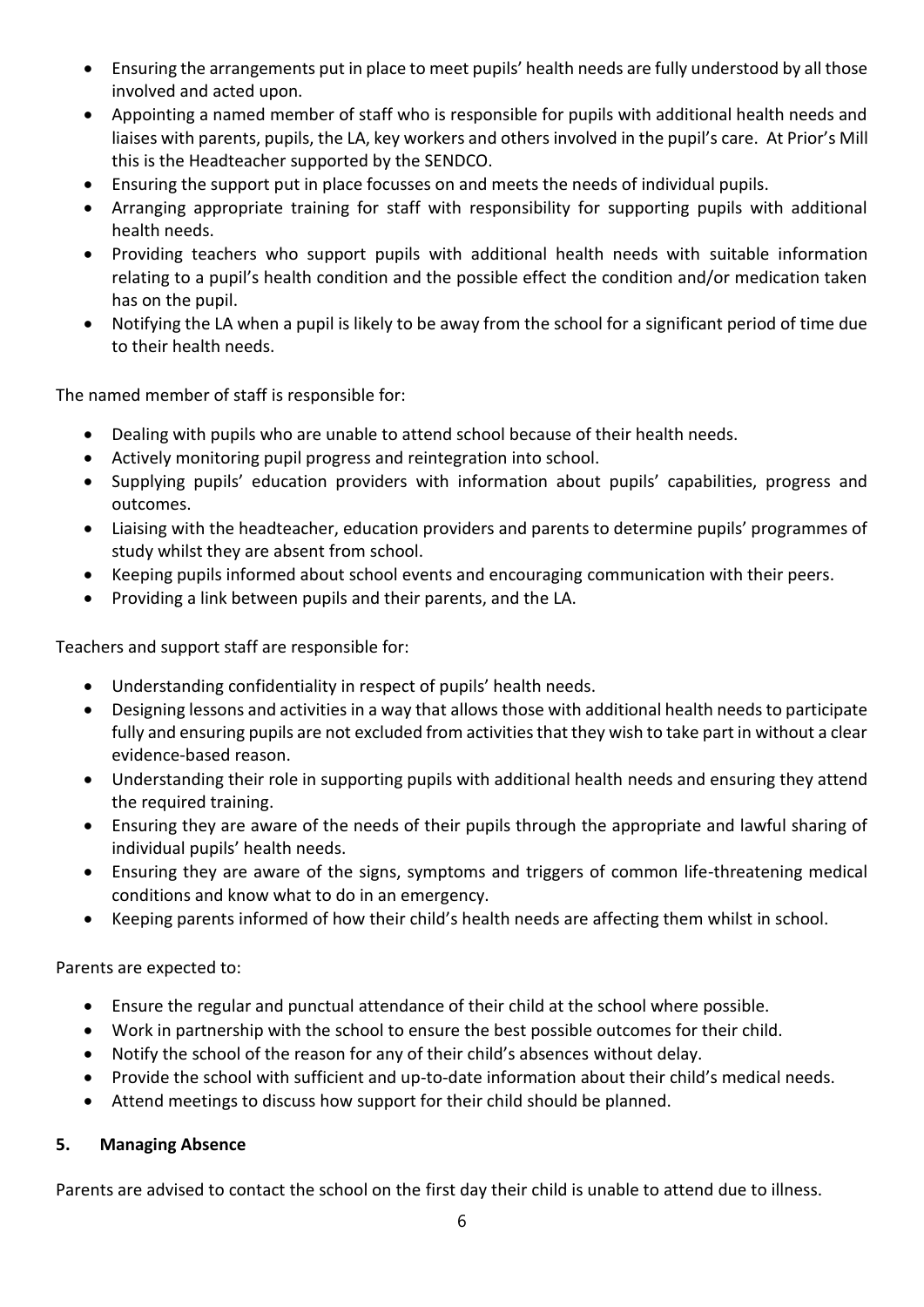- Ensuring the arrangements put in place to meet pupils' health needs are fully understood by all those involved and acted upon.
- Appointing a named member of staff who is responsible for pupils with additional health needs and liaises with parents, pupils, the LA, key workers and others involved in the pupil's care. At Prior's Mill this is the Headteacher supported by the SENDCO.
- Ensuring the support put in place focusses on and meets the needs of individual pupils.
- Arranging appropriate training for staff with responsibility for supporting pupils with additional health needs.
- Providing teachers who support pupils with additional health needs with suitable information relating to a pupil's health condition and the possible effect the condition and/or medication taken has on the pupil.
- Notifying the LA when a pupil is likely to be away from the school for a significant period of time due to their health needs.

The named member of staff is responsible for:

- Dealing with pupils who are unable to attend school because of their health needs.
- Actively monitoring pupil progress and reintegration into school.
- Supplying pupils' education providers with information about pupils' capabilities, progress and outcomes.
- Liaising with the headteacher, education providers and parents to determine pupils' programmes of study whilst they are absent from school.
- Keeping pupils informed about school events and encouraging communication with their peers.
- Providing a link between pupils and their parents, and the LA.

Teachers and support staff are responsible for:

- Understanding confidentiality in respect of pupils' health needs.
- Designing lessons and activities in a way that allows those with additional health needs to participate fully and ensuring pupils are not excluded from activities that they wish to take part in without a clear evidence-based reason.
- Understanding their role in supporting pupils with additional health needs and ensuring they attend the required training.
- Ensuring they are aware of the needs of their pupils through the appropriate and lawful sharing of individual pupils' health needs.
- Ensuring they are aware of the signs, symptoms and triggers of common life-threatening medical conditions and know what to do in an emergency.
- Keeping parents informed of how their child's health needs are affecting them whilst in school.

Parents are expected to:

- Ensure the regular and punctual attendance of their child at the school where possible.
- Work in partnership with the school to ensure the best possible outcomes for their child.
- Notify the school of the reason for any of their child's absences without delay.
- Provide the school with sufficient and up-to-date information about their child's medical needs.
- Attend meetings to discuss how support for their child should be planned.

## 5. Managing Absence

Parents are advised to contact the school on the first day their child is unable to attend due to illness.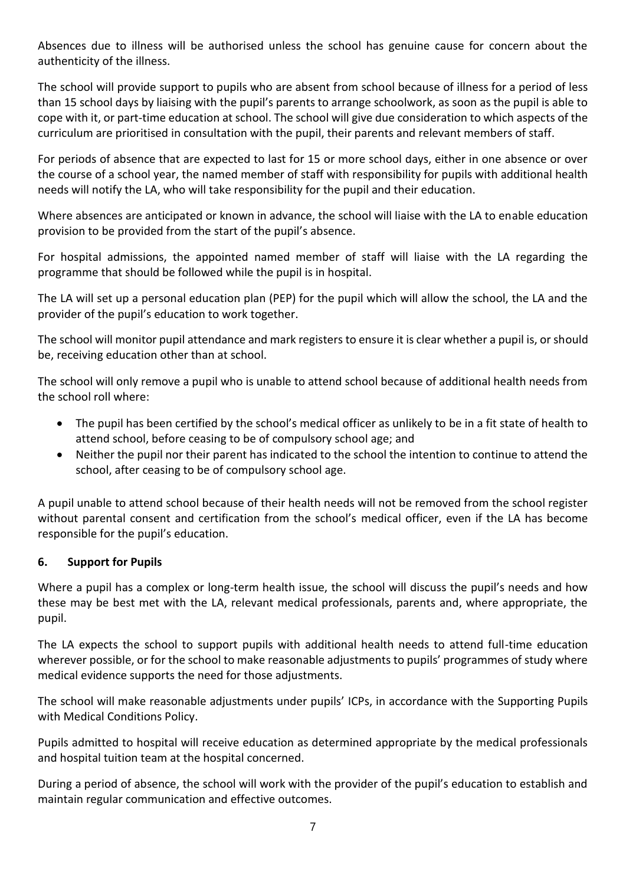Absences due to illness will be authorised unless the school has genuine cause for concern about the authenticity of the illness.

The school will provide support to pupils who are absent from school because of illness for a period of less than 15 school days by liaising with the pupil's parents to arrange schoolwork, as soon as the pupil is able to cope with it, or part-time education at school. The school will give due consideration to which aspects of the curriculum are prioritised in consultation with the pupil, their parents and relevant members of staff.

For periods of absence that are expected to last for 15 or more school days, either in one absence or over the course of a school year, the named member of staff with responsibility for pupils with additional health needs will notify the LA, who will take responsibility for the pupil and their education.

Where absences are anticipated or known in advance, the school will liaise with the LA to enable education provision to be provided from the start of the pupil's absence.

For hospital admissions, the appointed named member of staff will liaise with the LA regarding the programme that should be followed while the pupil is in hospital.

The LA will set up a personal education plan (PEP) for the pupil which will allow the school, the LA and the provider of the pupil's education to work together.

The school will monitor pupil attendance and mark registers to ensure it is clear whether a pupil is, or should be, receiving education other than at school.

The school will only remove a pupil who is unable to attend school because of additional health needs from the school roll where:

- The pupil has been certified by the school's medical officer as unlikely to be in a fit state of health to attend school, before ceasing to be of compulsory school age; and
- Neither the pupil nor their parent has indicated to the school the intention to continue to attend the school, after ceasing to be of compulsory school age.

A pupil unable to attend school because of their health needs will not be removed from the school register without parental consent and certification from the school's medical officer, even if the LA has become responsible for the pupil's education.

## 6. Support for Pupils

Where a pupil has a complex or long-term health issue, the school will discuss the pupil's needs and how these may be best met with the LA, relevant medical professionals, parents and, where appropriate, the pupil.

The LA expects the school to support pupils with additional health needs to attend full-time education wherever possible, or for the school to make reasonable adjustments to pupils' programmes of study where medical evidence supports the need for those adjustments.

The school will make reasonable adjustments under pupils' ICPs, in accordance with the Supporting Pupils with Medical Conditions Policy.

Pupils admitted to hospital will receive education as determined appropriate by the medical professionals and hospital tuition team at the hospital concerned.

During a period of absence, the school will work with the provider of the pupil's education to establish and maintain regular communication and effective outcomes.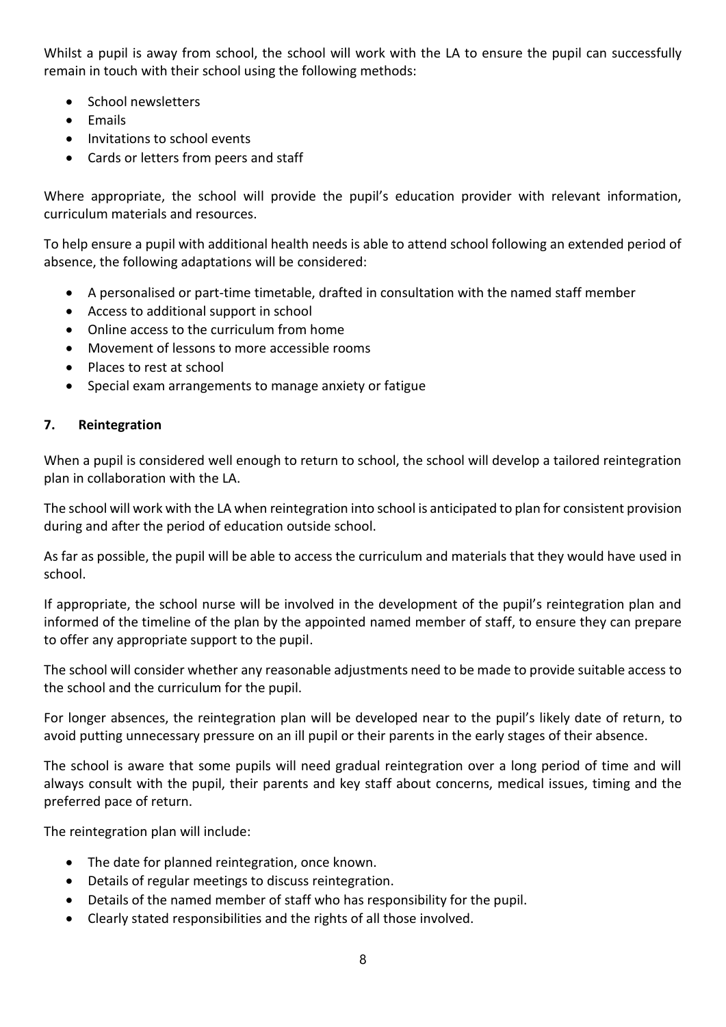Whilst a pupil is away from school, the school will work with the LA to ensure the pupil can successfully remain in touch with their school using the following methods:

- School newsletters
- Emails
- Invitations to school events
- Cards or letters from peers and staff

Where appropriate, the school will provide the pupil's education provider with relevant information, curriculum materials and resources.

To help ensure a pupil with additional health needs is able to attend school following an extended period of absence, the following adaptations will be considered:

- A personalised or part-time timetable, drafted in consultation with the named staff member
- Access to additional support in school
- Online access to the curriculum from home
- Movement of lessons to more accessible rooms
- Places to rest at school
- Special exam arrangements to manage anxiety or fatigue

## 7. Reintegration

When a pupil is considered well enough to return to school, the school will develop a tailored reintegration plan in collaboration with the LA.

The school will work with the LA when reintegration into school is anticipated to plan for consistent provision during and after the period of education outside school.

As far as possible, the pupil will be able to access the curriculum and materials that they would have used in school.

If appropriate, the school nurse will be involved in the development of the pupil's reintegration plan and informed of the timeline of the plan by the appointed named member of staff, to ensure they can prepare to offer any appropriate support to the pupil.

The school will consider whether any reasonable adjustments need to be made to provide suitable access to the school and the curriculum for the pupil.

For longer absences, the reintegration plan will be developed near to the pupil's likely date of return, to avoid putting unnecessary pressure on an ill pupil or their parents in the early stages of their absence.

The school is aware that some pupils will need gradual reintegration over a long period of time and will always consult with the pupil, their parents and key staff about concerns, medical issues, timing and the preferred pace of return.

The reintegration plan will include:

- The date for planned reintegration, once known.
- Details of regular meetings to discuss reintegration.
- Details of the named member of staff who has responsibility for the pupil.
- Clearly stated responsibilities and the rights of all those involved.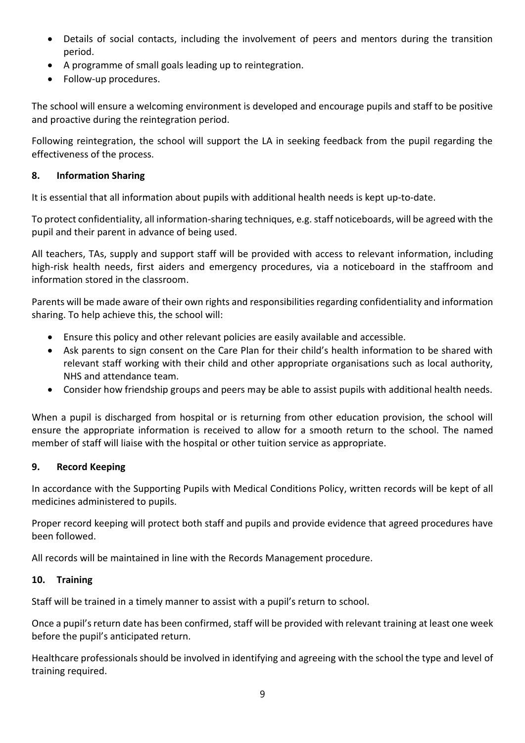- Details of social contacts, including the involvement of peers and mentors during the transition period.
- A programme of small goals leading up to reintegration.
- Follow-up procedures.

The school will ensure a welcoming environment is developed and encourage pupils and staff to be positive and proactive during the reintegration period.

Following reintegration, the school will support the LA in seeking feedback from the pupil regarding the effectiveness of the process.

## 8. Information Sharing

It is essential that all information about pupils with additional health needs is kept up-to-date.

To protect confidentiality, all information-sharing techniques, e.g. staff noticeboards, will be agreed with the pupil and their parent in advance of being used.

All teachers, TAs, supply and support staff will be provided with access to relevant information, including high-risk health needs, first aiders and emergency procedures, via a noticeboard in the staffroom and information stored in the classroom.

Parents will be made aware of their own rights and responsibilities regarding confidentiality and information sharing. To help achieve this, the school will:

- Ensure this policy and other relevant policies are easily available and accessible.
- Ask parents to sign consent on the Care Plan for their child's health information to be shared with relevant staff working with their child and other appropriate organisations such as local authority, NHS and attendance team.
- Consider how friendship groups and peers may be able to assist pupils with additional health needs.

When a pupil is discharged from hospital or is returning from other education provision, the school will ensure the appropriate information is received to allow for a smooth return to the school. The named member of staff will liaise with the hospital or other tuition service as appropriate.

## 9. Record Keeping

In accordance with the Supporting Pupils with Medical Conditions Policy, written records will be kept of all medicines administered to pupils.

Proper record keeping will protect both staff and pupils and provide evidence that agreed procedures have been followed.

All records will be maintained in line with the Records Management procedure.

## 10. Training

Staff will be trained in a timely manner to assist with a pupil's return to school.

Once a pupil's return date has been confirmed, staff will be provided with relevant training at least one week before the pupil's anticipated return.

Healthcare professionals should be involved in identifying and agreeing with the school the type and level of training required.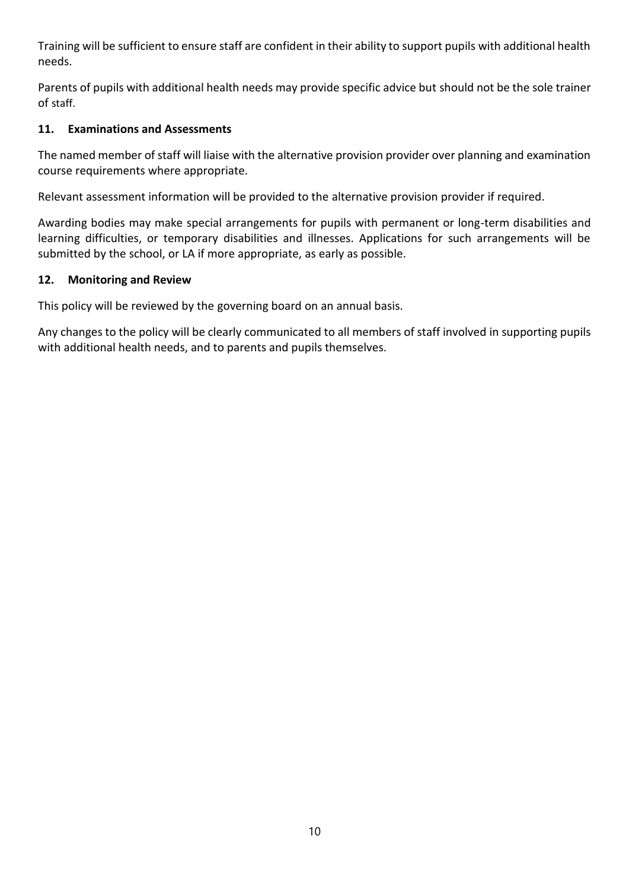Training will be sufficient to ensure staff are confident in their ability to support pupils with additional health needs.

Parents of pupils with additional health needs may provide specific advice but should not be the sole trainer of staff.

## 11. Examinations and Assessments

The named member of staff will liaise with the alternative provision provider over planning and examination course requirements where appropriate.

Relevant assessment information will be provided to the alternative provision provider if required.

Awarding bodies may make special arrangements for pupils with permanent or long-term disabilities and learning difficulties, or temporary disabilities and illnesses. Applications for such arrangements will be submitted by the school, or LA if more appropriate, as early as possible.

## 12. Monitoring and Review

This policy will be reviewed by the governing board on an annual basis.

Any changes to the policy will be clearly communicated to all members of staff involved in supporting pupils with additional health needs, and to parents and pupils themselves.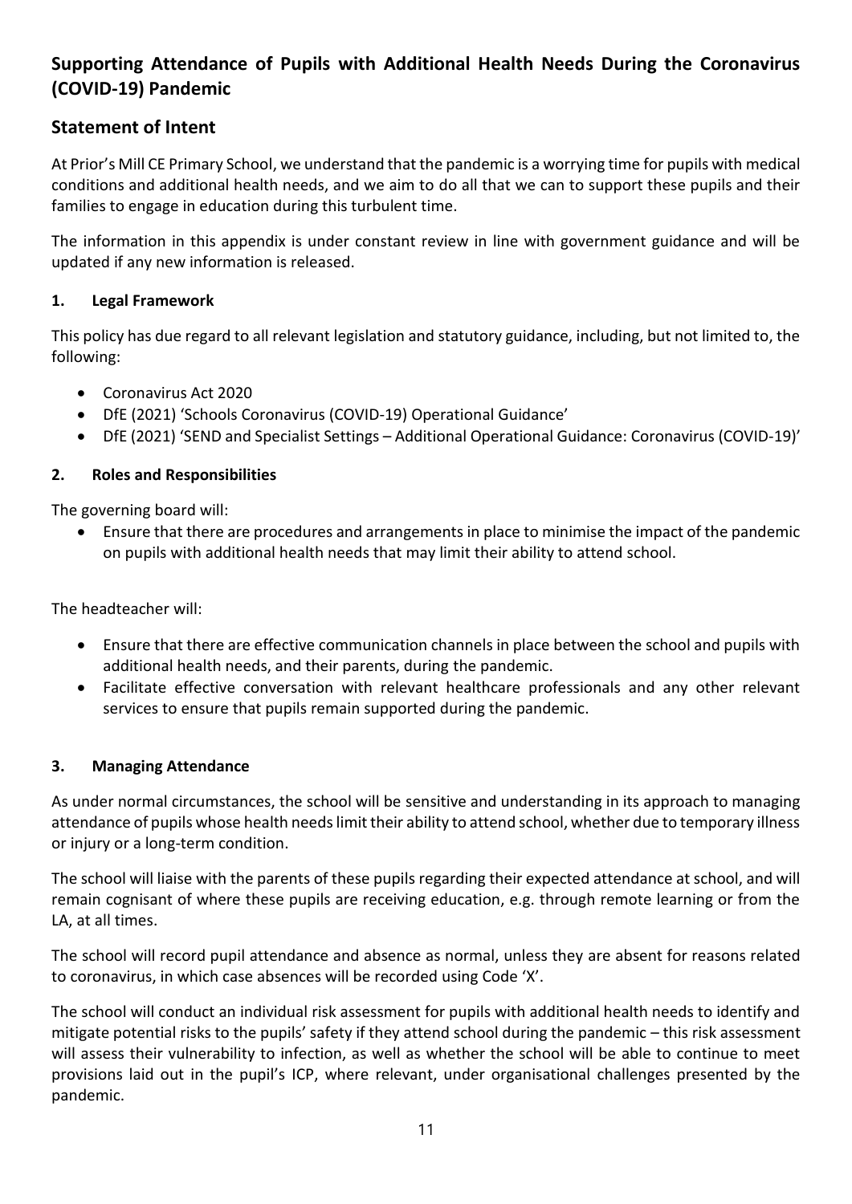## Supporting Attendance of Pupils with Additional Health Needs During the Coronavirus (COVID-19) Pandemic

## Statement of Intent

At Prior's Mill CE Primary School, we understand that the pandemic is a worrying time for pupils with medical conditions and additional health needs, and we aim to do all that we can to support these pupils and their families to engage in education during this turbulent time.

The information in this appendix is under constant review in line with government guidance and will be updated if any new information is released.

### 1. Legal Framework

This policy has due regard to all relevant legislation and statutory guidance, including, but not limited to, the following:

- Coronavirus Act 2020
- DfE (2021) 'Schools Coronavirus (COVID-19) Operational Guidance'
- DfE (2021) 'SEND and Specialist Settings – Additional Operational Guidance: Coronavirus (COVID-19)'

### 2. Roles and Responsibilities

The governing board will:

- Ensure that there are procedures and arrangements in place to minimise the impact of the pandemic on pupils with additional health needs that may limit their ability to attend school.

The headteacher will:

- Ensure that there are effective communication channels in place between the school and pupils with additional health needs, and their parents, during the pandemic.
- Facilitate effective conversation with relevant healthcare professionals and any other relevant services to ensure that pupils remain supported during the pandemic.

### 3. Managing Attendance

As under normal circumstances, the school will be sensitive and understanding in its approach to managing attendance of pupils whose health needs limit their ability to attend school, whether due to temporary illness or injury or a long-term condition.

The school will liaise with the parents of these pupils regarding their expected attendance at school, and will remain cognisant of where these pupils are receiving education, e.g. through remote learning or from the LA, at all times.

The school will record pupil attendance and absence as normal, unless they are absent for reasons related to coronavirus, in which case absences will be recorded using Code 'X'.

The school will conduct an individual risk assessment for pupils with additional health needs to identify and mitigate potential risks to the pupils' safety if they attend school during the pandemic – this risk assessment will assess their vulnerability to infection, as well as whether the school will be able to continue to meet provisions laid out in the pupil's ICP, where relevant, under organisational challenges presented by the pandemic.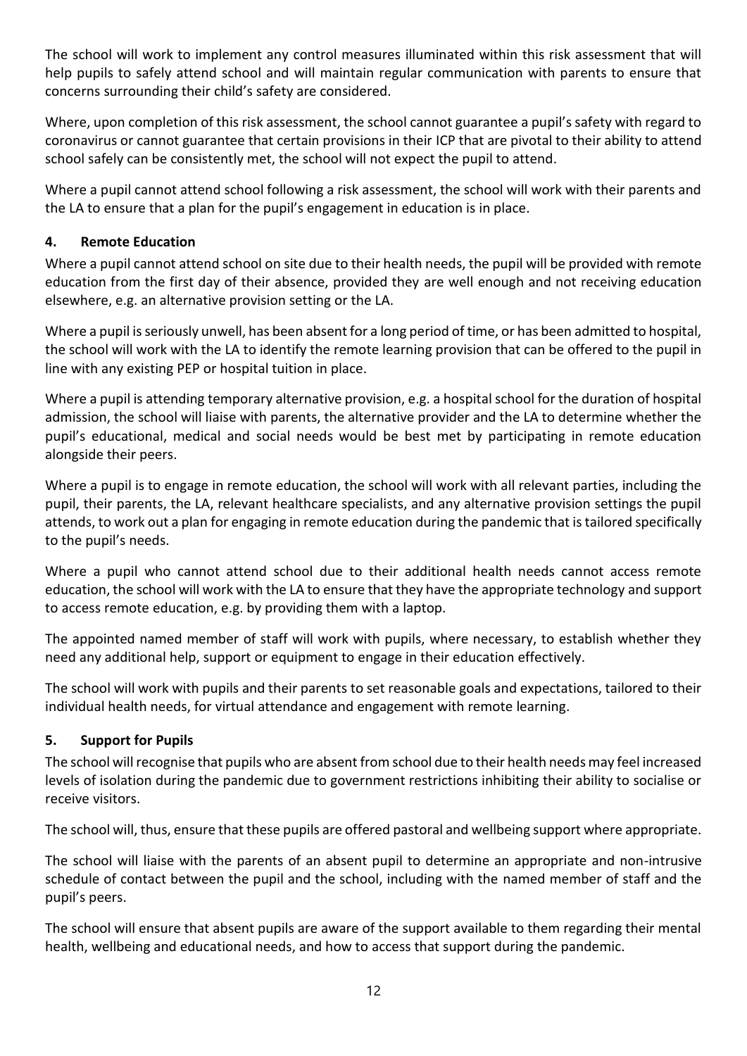The school will work to implement any control measures illuminated within this risk assessment that will help pupils to safely attend school and will maintain regular communication with parents to ensure that concerns surrounding their child's safety are considered.

Where, upon completion of this risk assessment, the school cannot guarantee a pupil's safety with regard to coronavirus or cannot guarantee that certain provisions in their ICP that are pivotal to their ability to attend school safely can be consistently met, the school will not expect the pupil to attend.

Where a pupil cannot attend school following a risk assessment, the school will work with their parents and the LA to ensure that a plan for the pupil's engagement in education is in place.

## 4. Remote Education

Where a pupil cannot attend school on site due to their health needs, the pupil will be provided with remote education from the first day of their absence, provided they are well enough and not receiving education elsewhere, e.g. an alternative provision setting or the LA.

Where a pupil is seriously unwell, has been absent for a long period of time, or has been admitted to hospital, the school will work with the LA to identify the remote learning provision that can be offered to the pupil in line with any existing PEP or hospital tuition in place.

Where a pupil is attending temporary alternative provision, e.g. a hospital school for the duration of hospital admission, the school will liaise with parents, the alternative provider and the LA to determine whether the pupil's educational, medical and social needs would be best met by participating in remote education alongside their peers.

Where a pupil is to engage in remote education, the school will work with all relevant parties, including the pupil, their parents, the LA, relevant healthcare specialists, and any alternative provision settings the pupil attends, to work out a plan for engaging in remote education during the pandemic that is tailored specifically to the pupil's needs.

Where a pupil who cannot attend school due to their additional health needs cannot access remote education, the school will work with the LA to ensure that they have the appropriate technology and support to access remote education, e.g. by providing them with a laptop.

The appointed named member of staff will work with pupils, where necessary, to establish whether they need any additional help, support or equipment to engage in their education effectively.

The school will work with pupils and their parents to set reasonable goals and expectations, tailored to their individual health needs, for virtual attendance and engagement with remote learning.

## 5. Support for Pupils

The school will recognise that pupils who are absent from school due to their health needs may feel increased levels of isolation during the pandemic due to government restrictions inhibiting their ability to socialise or receive visitors.

The school will, thus, ensure that these pupils are offered pastoral and wellbeing support where appropriate.

The school will liaise with the parents of an absent pupil to determine an appropriate and non-intrusive schedule of contact between the pupil and the school, including with the named member of staff and the pupil's peers.

The school will ensure that absent pupils are aware of the support available to them regarding their mental health, wellbeing and educational needs, and how to access that support during the pandemic.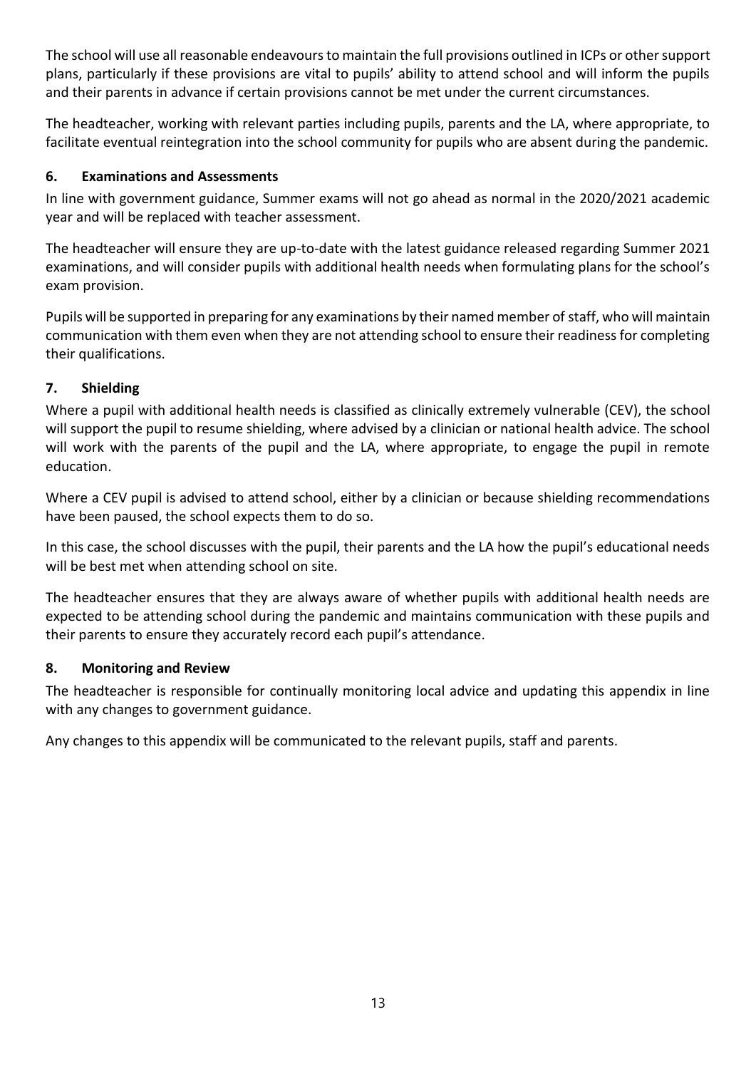The school will use all reasonable endeavours to maintain the full provisions outlined in ICPs or other support plans, particularly if these provisions are vital to pupils' ability to attend school and will inform the pupils and their parents in advance if certain provisions cannot be met under the current circumstances.

The headteacher, working with relevant parties including pupils, parents and the LA, where appropriate, to facilitate eventual reintegration into the school community for pupils who are absent during the pandemic.

## 6. Examinations and Assessments

In line with government guidance, Summer exams will not go ahead as normal in the 2020/2021 academic year and will be replaced with teacher assessment.

The headteacher will ensure they are up-to-date with the latest guidance released regarding Summer 2021 examinations, and will consider pupils with additional health needs when formulating plans for the school's exam provision.

Pupils will be supported in preparing for any examinations by their named member of staff, who will maintain communication with them even when they are not attending school to ensure their readiness for completing their qualifications.

## 7. Shielding

Where a pupil with additional health needs is classified as clinically extremely vulnerable (CEV), the school will support the pupil to resume shielding, where advised by a clinician or national health advice. The school will work with the parents of the pupil and the LA, where appropriate, to engage the pupil in remote education.

Where a CEV pupil is advised to attend school, either by a clinician or because shielding recommendations have been paused, the school expects them to do so.

In this case, the school discusses with the pupil, their parents and the LA how the pupil's educational needs will be best met when attending school on site.

The headteacher ensures that they are always aware of whether pupils with additional health needs are expected to be attending school during the pandemic and maintains communication with these pupils and their parents to ensure they accurately record each pupil's attendance.

## 8. Monitoring and Review

The headteacher is responsible for continually monitoring local advice and updating this appendix in line with any changes to government guidance.

Any changes to this appendix will be communicated to the relevant pupils, staff and parents.